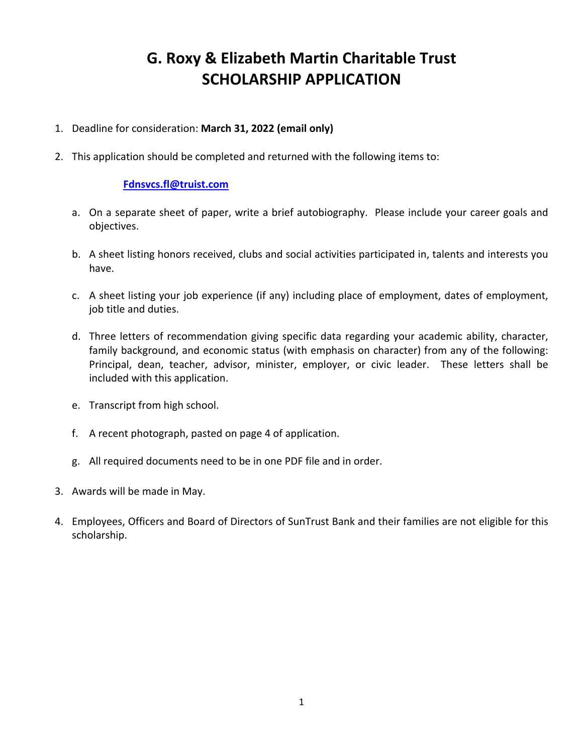# G. Roxy & Elizabeth Martin Charitable Trust
# SCHOLARSHIP APPLICATION

1. Deadline for consideration: **March 31, 2022 (email only)**

2. This application should be completed and returned with the following items to:

   [Fdnsvcs.fl@truist.com](mailto:Fdnsvcs.fl@truist.com)

   a. On a separate sheet of paper, write a brief autobiography. Please include your career goals and objectives.

   b. A sheet listing honors received, clubs and social activities participated in, talents and interests you have.

   c. A sheet listing your job experience (if any) including place of employment, dates of employment, job title and duties.

   d. Three letters of recommendation giving specific data regarding your academic ability, character, family background, and economic status (with emphasis on character) from any of the following: Principal, dean, teacher, advisor, minister, employer, or civic leader. These letters shall be included with this application.

   e. Transcript from high school.

   f. A recent photograph, pasted on page 4 of application.

   g. All required documents need to be in one PDF file and in order.

3. Awards will be made in May.

4. Employees, Officers and Board of Directors of SunTrust Bank and their families are not eligible for this scholarship.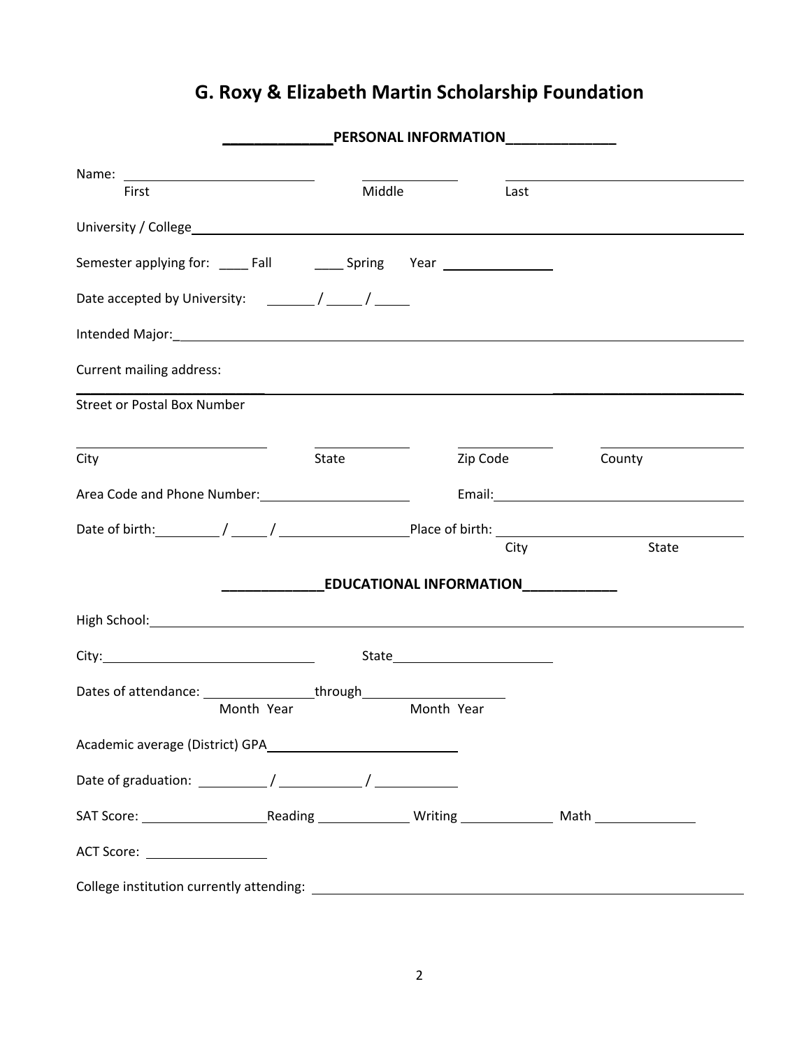# G. Roxy & Elizabeth Martin Scholarship Foundation

## _____________PERSONAL INFORMATION_____________

Name: ______________________ ____________ ______________________
First Middle Last

University / College______________________________________________

Semester applying for: ____ Fall ____ Spring Year ____________

Date accepted by University: ______ / _____ / _____

Intended Major:_______________________________________________

Current mailing address:

_____________________________________________________________
Street or Postal Box Number

______________________ ____________ ____________ ______________
City State Zip Code County

Area Code and Phone Number:__________________ Email:______________________

Date of birth:________ / _____ / ______________Place of birth: ______________________
City State

## _____________EDUCATIONAL INFORMATION____________

High School:__________________________________________________

City:__________________________ State____________________

Dates of attendance: ______________through__________________
Month Year Month Year

Academic average (District) GPA________________________

Date of graduation: _________ / __________ / __________

SAT Score: ________________Reading ____________ Writing ____________ Math ____________

ACT Score: ______________

College institution currently attending: ______________________________________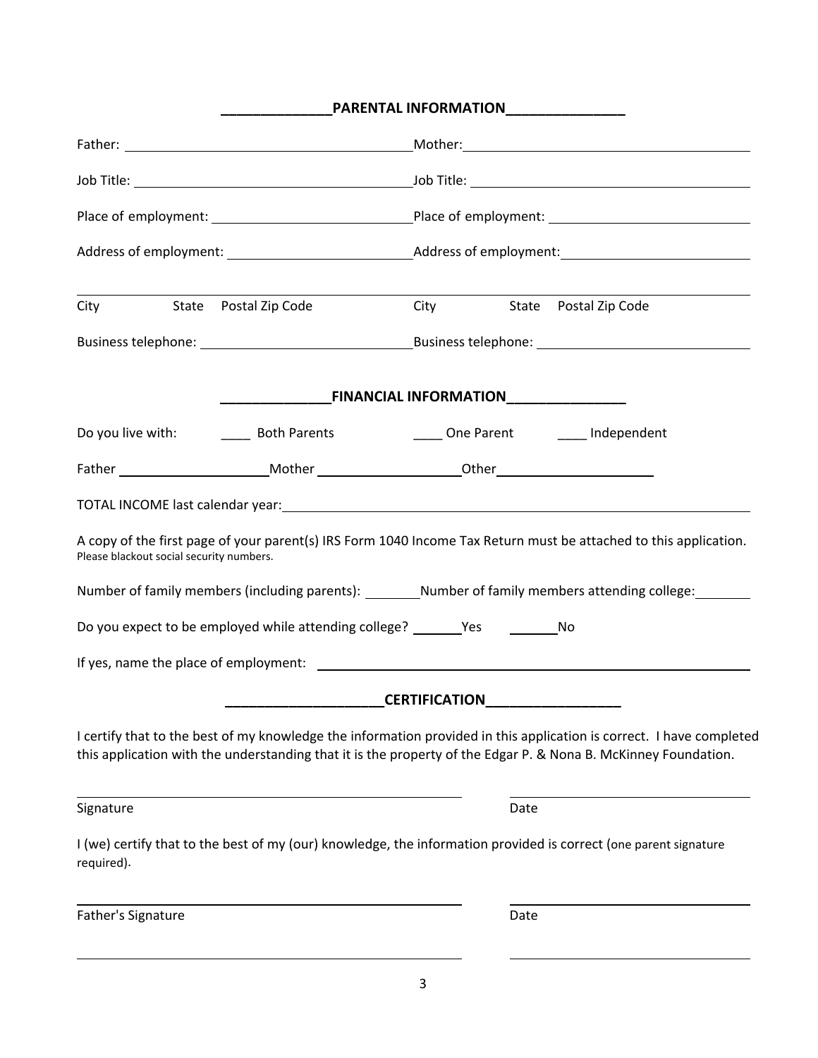## PARENTAL INFORMATION

Father: ______________________________ Mother: ______________________________

Job Title: ______________________________ Job Title: ______________________________

Place of employment: ______________________________ Place of employment: ______________________________

Address of employment: ______________________________ Address of employment: ______________________________

______________________________ ______________________________

City State Postal Zip Code City State Postal Zip Code

Business telephone: ______________________________ Business telephone: ______________________________

## FINANCIAL INFORMATION

Do you live with: ____ Both Parents ____ One Parent ____ Independent

Father ____________________ Mother ____________________ Other ____________________

TOTAL INCOME last calendar year: ______________________________

A copy of the first page of your parent(s) IRS Form 1040 Income Tax Return must be attached to this application. Please blackout social security numbers.

Number of family members (including parents): ________ Number of family members attending college: ________

Do you expect to be employed while attending college? _______ Yes _______ No

If yes, name the place of employment: ______________________________

## CERTIFICATION

I certify that to the best of my knowledge the information provided in this application is correct. I have completed this application with the understanding that it is the property of the Edgar P. & Nona B. McKinney Foundation.

______________________________ ______________________________

Signature Date

I (we) certify that to the best of my (our) knowledge, the information provided is correct (one parent signature required).

______________________________ ______________________________

Father's Signature Date

______________________________ ______________________________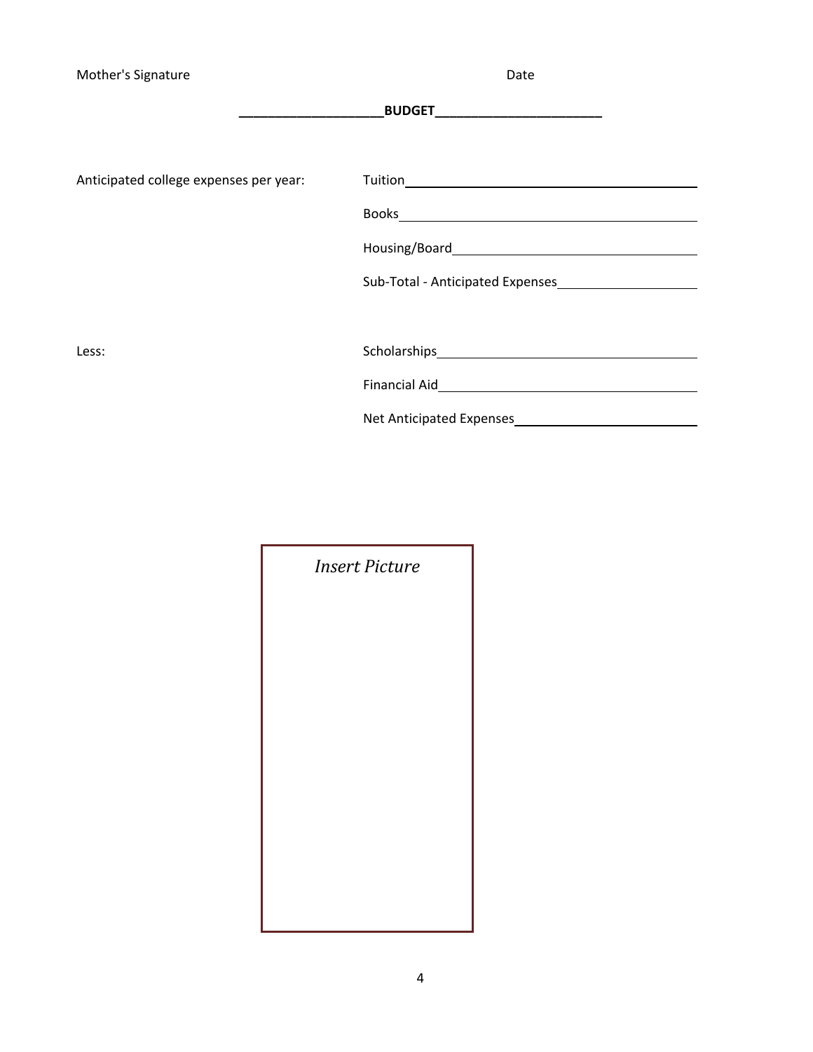Mother's Signature Date

**\_\_\_\_\_\_\_\_\_\_\_\_\_\_\_\_\_\_\_\_BUDGET\_\_\_\_\_\_\_\_\_\_\_\_\_\_\_\_\_\_\_\_\_\_\_**

Anticipated college expenses per year:

Tuition\_\_\_\_\_\_\_\_\_\_\_\_\_\_\_\_\_\_\_\_\_\_\_\_\_\_\_\_\_\_\_\_\_\_\_\_\_\_\_\_

Books\_\_\_\_\_\_\_\_\_\_\_\_\_\_\_\_\_\_\_\_\_\_\_\_\_\_\_\_\_\_\_\_\_\_\_\_\_\_\_\_\_

Housing/Board\_\_\_\_\_\_\_\_\_\_\_\_\_\_\_\_\_\_\_\_\_\_\_\_\_\_\_\_\_\_\_\_\_\_

Sub-Total - Anticipated Expenses\_\_\_\_\_\_\_\_\_\_\_\_\_\_\_\_\_\_\_

Less:

Scholarships\_\_\_\_\_\_\_\_\_\_\_\_\_\_\_\_\_\_\_\_\_\_\_\_\_\_\_\_\_\_\_\_\_\_\_\_

Financial Aid\_\_\_\_\_\_\_\_\_\_\_\_\_\_\_\_\_\_\_\_\_\_\_\_\_\_\_\_\_\_\_\_\_\_\_

Net Anticipated Expenses\_\_\_\_\_\_\_\_\_\_\_\_\_\_\_\_\_\_\_\_\_\_\_\_\_\_

*Insert Picture*